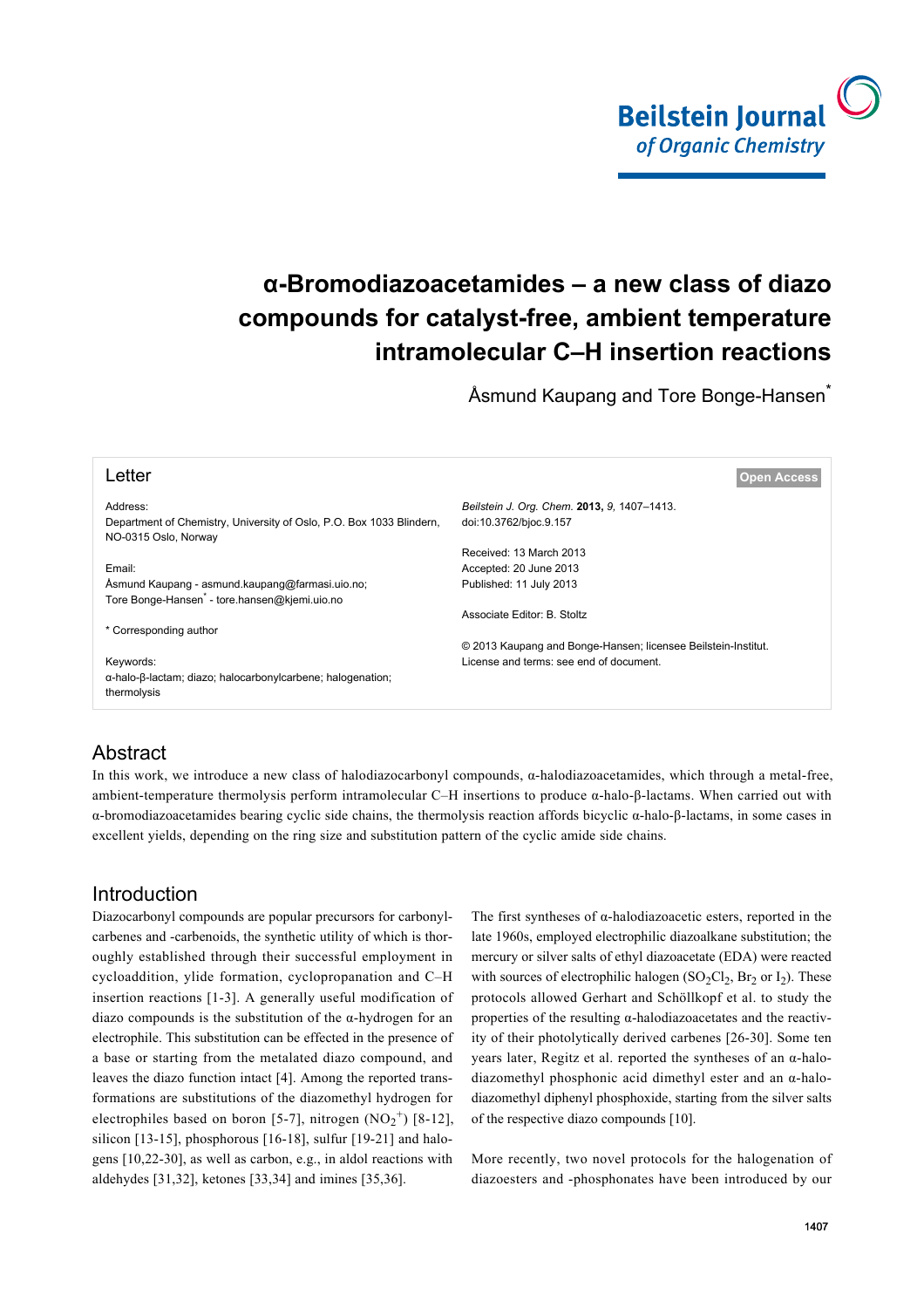# α-Bromodiazoacetamides – a new class of diazo compounds for catalyst-free, ambient temperature intramolecular C–H insertion reactions

Åsmund Kaupang and Tore Bonge-Hansen*

**Letter** — **Open Access**

Address:
Department of Chemistry, University of Oslo, P.O. Box 1033 Blindern, NO-0315 Oslo, Norway

Email:
Åsmund Kaupang - asmund.kaupang@farmasi.uio.no;
Tore Bonge-Hansen* - tore.hansen@kjemi.uio.no

\* Corresponding author

Keywords:
α-halo-β-lactam; diazo; halocarbonylcarbene; halogenation; thermolysis

*Beilstein J. Org. Chem.* **2013,** *9,* 1407–1413.
doi:10.3762/bjoc.9.157

Received: 13 March 2013
Accepted: 20 June 2013
Published: 11 July 2013

Associate Editor: B. Stoltz

© 2013 Kaupang and Bonge-Hansen; licensee Beilstein-Institut.
License and terms: see end of document.

## Abstract

In this work, we introduce a new class of halodiazocarbonyl compounds, α-halodiazoacetamides, which through a metal-free, ambient-temperature thermolysis perform intramolecular C–H insertions to produce α-halo-β-lactams. When carried out with α-bromodiazoacetamides bearing cyclic side chains, the thermolysis reaction affords bicyclic α-halo-β-lactams, in some cases in excellent yields, depending on the ring size and substitution pattern of the cyclic amide side chains.

## Introduction

Diazocarbonyl compounds are popular precursors for carbonylcarbenes and -carbenoids, the synthetic utility of which is thoroughly established through their successful employment in cycloaddition, ylide formation, cyclopropanation and C–H insertion reactions [1-3]. A generally useful modification of diazo compounds is the substitution of the α-hydrogen for an electrophile. This substitution can be effected in the presence of a base or starting from the metalated diazo compound, and leaves the diazo function intact [4]. Among the reported transformations are substitutions of the diazomethyl hydrogen for electrophiles based on boron [5-7], nitrogen ($NO_2^+$) [8-12], silicon [13-15], phosphorous [16-18], sulfur [19-21] and halogens [10,22-30], as well as carbon, e.g., in aldol reactions with aldehydes [31,32], ketones [33,34] and imines [35,36].

The first syntheses of α-halodiazoacetic esters, reported in the late 1960s, employed electrophilic diazoalkane substitution; the mercury or silver salts of ethyl diazoacetate (EDA) were reacted with sources of electrophilic halogen ($SO_2Cl_2$, $Br_2$ or $I_2$). These protocols allowed Gerhart and Schöllkopf et al. to study the properties of the resulting α-halodiazoacetates and the reactivity of their photolytically derived carbenes [26-30]. Some ten years later, Regitz et al. reported the syntheses of an α-halodiazomethyl phosphonic acid dimethyl ester and an α-halodiazomethyl diphenyl phosphoxide, starting from the silver salts of the respective diazo compounds [10].

More recently, two novel protocols for the halogenation of diazoesters and -phosphonates have been introduced by our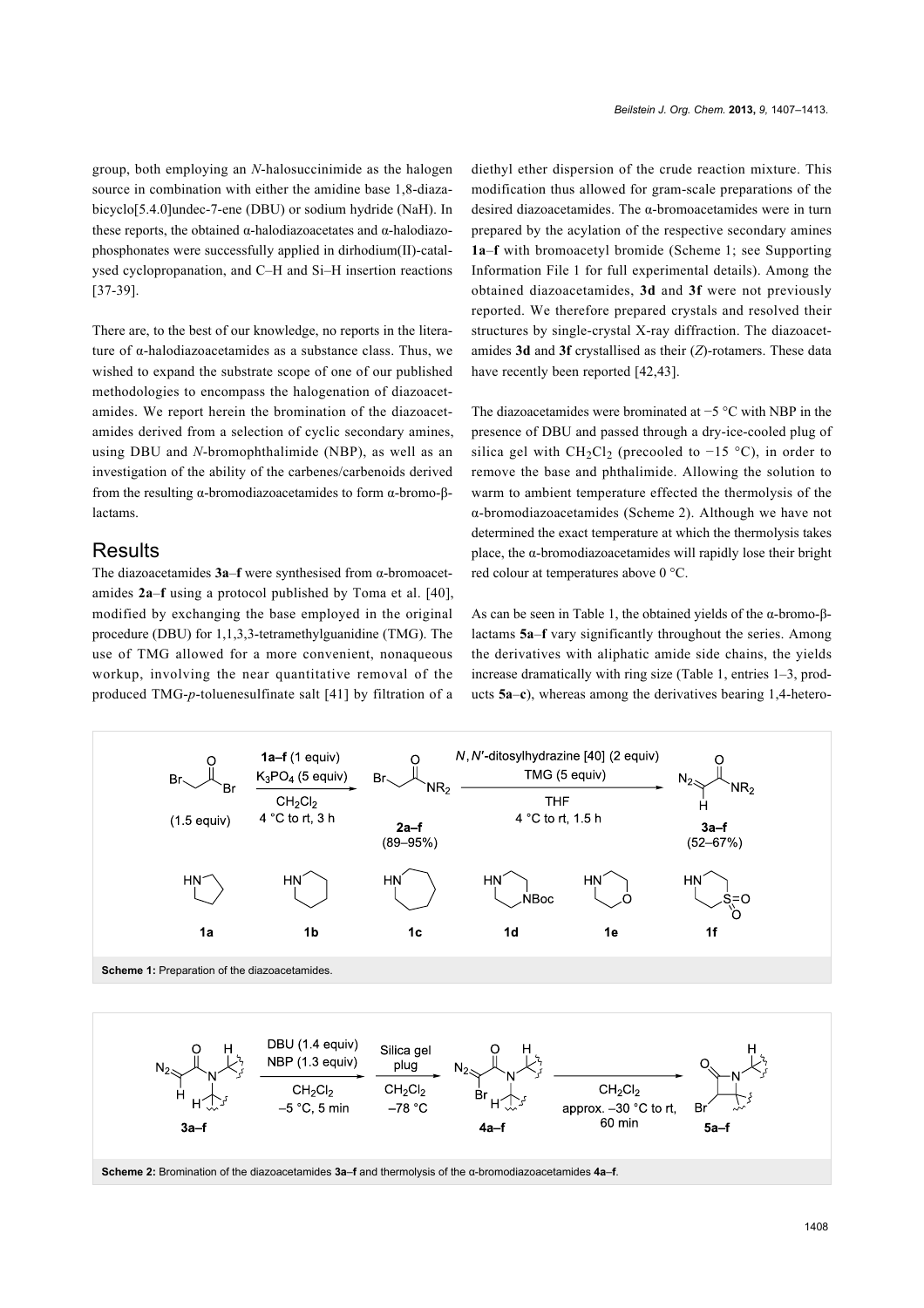group, both employing an *N*-halosuccinimide as the halogen source in combination with either the amidine base 1,8-diazabicyclo[5.4.0]undec-7-ene (DBU) or sodium hydride (NaH). In these reports, the obtained α-halodiazoacetates and α-halodiazophosphonates were successfully applied in dirhodium(II)-catalysed cyclopropanation, and C–H and Si–H insertion reactions [37-39].

There are, to the best of our knowledge, no reports in the literature of α-halodiazoacetamides as a substance class. Thus, we wished to expand the substrate scope of one of our published methodologies to encompass the halogenation of diazoacetamides. We report herein the bromination of the diazoacetamides derived from a selection of cyclic secondary amines, using DBU and *N*-bromophthalimide (NBP), as well as an investigation of the ability of the carbenes/carbenoids derived from the resulting α-bromodiazoacetamides to form α-bromo-β-lactams.

## Results

The diazoacetamides **3a**–**f** were synthesised from α-bromoacetamides **2a**–**f** using a protocol published by Toma et al. [40], modified by exchanging the base employed in the original procedure (DBU) for 1,1,3,3-tetramethylguanidine (TMG). The use of TMG allowed for a more convenient, nonaqueous workup, involving the near quantitative removal of the produced TMG-*p*-toluenesulfinate salt [41] by filtration of a diethyl ether dispersion of the crude reaction mixture. This modification thus allowed for gram-scale preparations of the desired diazoacetamides. The α-bromoacetamides were in turn prepared by the acylation of the respective secondary amines **1a**–**f** with bromoacetyl bromide (Scheme 1; see Supporting Information File 1 for full experimental details). Among the obtained diazoacetamides, **3d** and **3f** were not previously reported. We therefore prepared crystals and resolved their structures by single-crystal X-ray diffraction. The diazoacetamides **3d** and **3f** crystallised as their (*Z*)-rotamers. These data have recently been reported [42,43].

The diazoacetamides were brominated at −5 °C with NBP in the presence of DBU and passed through a dry-ice-cooled plug of silica gel with $CH_2Cl_2$ (precooled to −15 °C), in order to remove the base and phthalimide. Allowing the solution to warm to ambient temperature effected the thermolysis of the α-bromodiazoacetamides (Scheme 2). Although we have not determined the exact temperature at which the thermolysis takes place, the α-bromodiazoacetamides will rapidly lose their bright red colour at temperatures above 0 °C.

As can be seen in Table 1, the obtained yields of the α-bromo-β-lactams **5a**–**f** vary significantly throughout the series. Among the derivatives with aliphatic amide side chains, the yields increase dramatically with ring size (Table 1, entries 1–3, products **5a**–**c**), whereas among the derivatives bearing 1,4-hetero-

Bromoacetyl bromide (1.5 equiv) → [**1a**–**f** (1 equiv), $K_3PO_4$ (5 equiv), $CH_2Cl_2$, 4 °C to rt, 3 h] → **2a**–**f** (89–95%) → [*N*,*N'*-ditosylhydrazine [40] (2 equiv), TMG (5 equiv), THF, 4 °C to rt, 1.5 h] → **3a**–**f** (52–67%)

Amines: **1a** (pyrrolidine), **1b** (piperidine), **1c** (azepane), **1d** (N-Boc-piperazine), **1e** (morpholine), **1f** (thiomorpholine 1,1-dioxide)

**Scheme 1:** Preparation of the diazoacetamides.

**3a**–**f** → [DBU (1.4 equiv), NBP (1.3 equiv), $CH_2Cl_2$, −5 °C, 5 min] → [Silica gel plug, $CH_2Cl_2$, −78 °C] → **4a**–**f** → [$CH_2Cl_2$, approx. −30 °C to rt, 60 min] → **5a**–**f**

**Scheme 2:** Bromination of the diazoacetamides **3a**–**f** and thermolysis of the α-bromodiazoacetamides **4a**–**f**.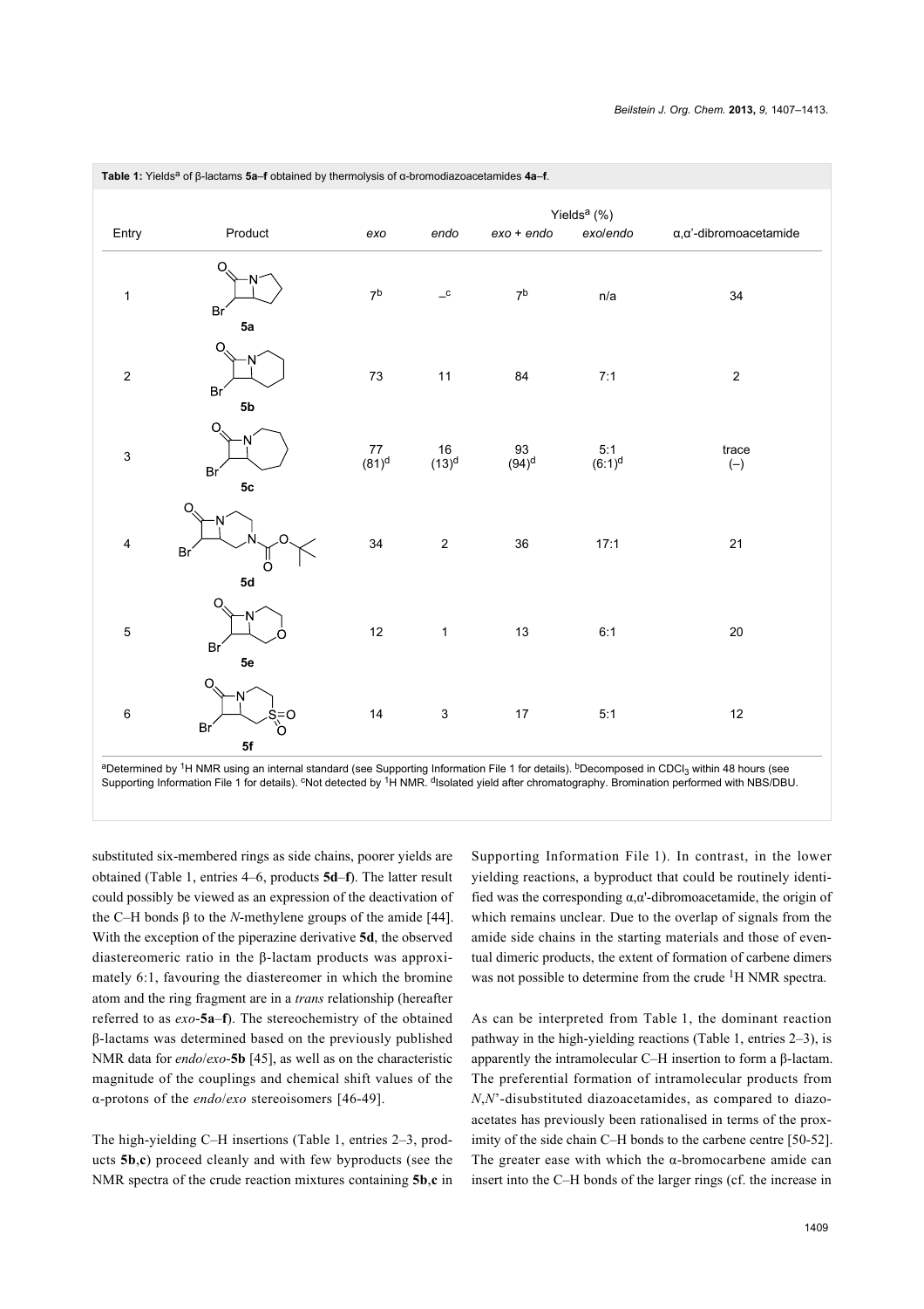**Table 1:** Yields[a] of β-lactams **5a**–**f** obtained by thermolysis of α-bromodiazoacetamides **4a**–**f**.

| Entry | Product | Yields[a] (%) | | | | |
|---|---|---|---|---|---|---|
| | | *exo* | *endo* | *exo* + *endo* | *exo*/*endo* | α,α'-dibromoacetamide |
| 1 | **5a** | 7[b] | –[c] | 7[b] | n/a | 34 |
| 2 | **5b** | 73 | 11 | 84 | 7:1 | 2 |
| 3 | **5c** | 77 (81)[d] | 16 (13)[d] | 93 (94)[d] | 5:1 (6:1)[d] | trace (–) |
| 4 | **5d** | 34 | 2 | 36 | 17:1 | 21 |
| 5 | **5e** | 12 | 1 | 13 | 6:1 | 20 |
| 6 | **5f** | 14 | 3 | 17 | 5:1 | 12 |

[a]Determined by $^1$H NMR using an internal standard (see Supporting Information File 1 for details). [b]Decomposed in $CDCl_3$ within 48 hours (see Supporting Information File 1 for details). [c]Not detected by $^1$H NMR. [d]Isolated yield after chromatography. Bromination performed with NBS/DBU.

substituted six-membered rings as side chains, poorer yields are obtained (Table 1, entries 4–6, products **5d**–**f**). The latter result could possibly be viewed as an expression of the deactivation of the C–H bonds β to the *N*-methylene groups of the amide [44]. With the exception of the piperazine derivative **5d**, the observed diastereomeric ratio in the β-lactam products was approximately 6:1, favouring the diastereomer in which the bromine atom and the ring fragment are in a *trans* relationship (hereafter referred to as *exo*-**5a**–**f**). The stereochemistry of the obtained β-lactams was determined based on the previously published NMR data for *endo*/*exo*-**5b** [45], as well as on the characteristic magnitude of the couplings and chemical shift values of the α-protons of the *endo*/*exo* stereoisomers [46-49].

The high-yielding C–H insertions (Table 1, entries 2–3, products **5b**,**c**) proceed cleanly and with few byproducts (see the NMR spectra of the crude reaction mixtures containing **5b**,**c** in Supporting Information File 1). In contrast, in the lower yielding reactions, a byproduct that could be routinely identified was the corresponding α,α'-dibromoacetamide, the origin of which remains unclear. Due to the overlap of signals from the amide side chains in the starting materials and those of eventual dimeric products, the extent of formation of carbene dimers was not possible to determine from the crude $^1$H NMR spectra.

As can be interpreted from Table 1, the dominant reaction pathway in the high-yielding reactions (Table 1, entries 2–3), is apparently the intramolecular C–H insertion to form a β-lactam. The preferential formation of intramolecular products from *N*,*N*'-disubstituted diazoacetamides, as compared to diazoacetates has previously been rationalised in terms of the proximity of the side chain C–H bonds to the carbene centre [50-52]. The greater ease with which the α-bromocarbene amide can insert into the C–H bonds of the larger rings (cf. the increase in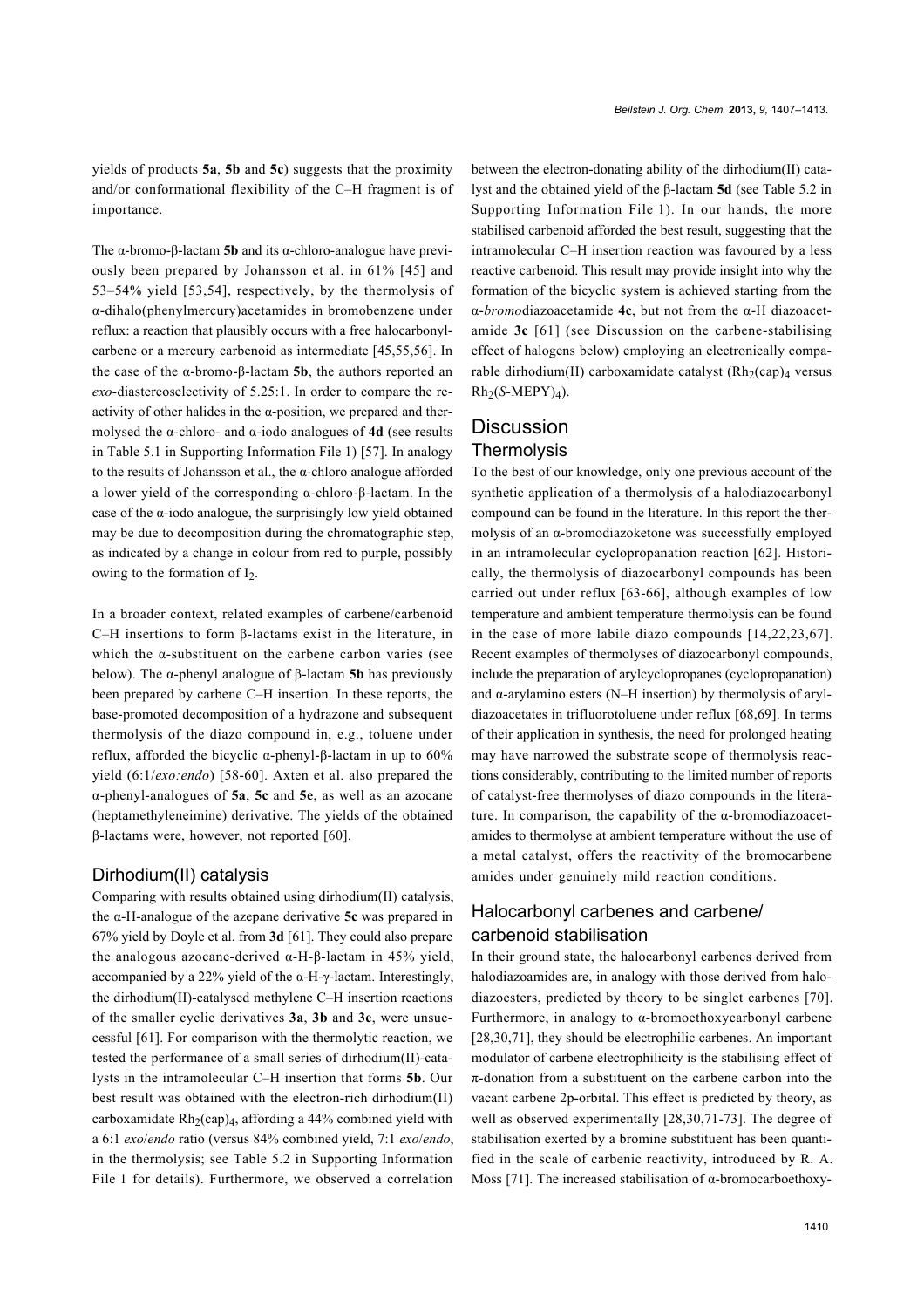yields of products **5a**, **5b** and **5c**) suggests that the proximity and/or conformational flexibility of the C–H fragment is of importance.

The α-bromo-β-lactam **5b** and its α-chloro-analogue have previously been prepared by Johansson et al. in 61% [45] and 53–54% yield [53,54], respectively, by the thermolysis of α-dihalo(phenylmercury)acetamides in bromobenzene under reflux: a reaction that plausibly occurs with a free halocarbonylcarbene or a mercury carbenoid as intermediate [45,55,56]. In the case of the α-bromo-β-lactam **5b**, the authors reported an *exo*-diastereoselectivity of 5.25:1. In order to compare the reactivity of other halides in the α-position, we prepared and thermolysed the α-chloro- and α-iodo analogues of **4d** (see results in Table 5.1 in Supporting Information File 1) [57]. In analogy to the results of Johansson et al., the α-chloro analogue afforded a lower yield of the corresponding α-chloro-β-lactam. In the case of the α-iodo analogue, the surprisingly low yield obtained may be due to decomposition during the chromatographic step, as indicated by a change in colour from red to purple, possibly owing to the formation of $I_2$.

In a broader context, related examples of carbene/carbenoid C–H insertions to form β-lactams exist in the literature, in which the α-substituent on the carbene carbon varies (see below). The α-phenyl analogue of β-lactam **5b** has previously been prepared by carbene C–H insertion. In these reports, the base-promoted decomposition of a hydrazone and subsequent thermolysis of the diazo compound in, e.g., toluene under reflux, afforded the bicyclic α-phenyl-β-lactam in up to 60% yield (6:1/*exo:endo*) [58-60]. Axten et al. also prepared the α-phenyl-analogues of **5a**, **5c** and **5e**, as well as an azocane (heptamethyleneimine) derivative. The yields of the obtained β-lactams were, however, not reported [60].

### Dirhodium(II) catalysis

Comparing with results obtained using dirhodium(II) catalysis, the α-H-analogue of the azepane derivative **5c** was prepared in 67% yield by Doyle et al. from **3d** [61]. They could also prepare the analogous azocane-derived α-H-β-lactam in 45% yield, accompanied by a 22% yield of the α-H-γ-lactam. Interestingly, the dirhodium(II)-catalysed methylene C–H insertion reactions of the smaller cyclic derivatives **3a**, **3b** and **3e**, were unsuccessful [61]. For comparison with the thermolytic reaction, we tested the performance of a small series of dirhodium(II)-catalysts in the intramolecular C–H insertion that forms **5b**. Our best result was obtained with the electron-rich dirhodium(II) carboxamidate $Rh_2(cap)_4$, affording a 44% combined yield with a 6:1 *exo*/*endo* ratio (versus 84% combined yield, 7:1 *exo*/*endo*, in the thermolysis; see Table 5.2 in Supporting Information File 1 for details). Furthermore, we observed a correlation between the electron-donating ability of the dirhodium(II) catalyst and the obtained yield of the β-lactam **5d** (see Table 5.2 in Supporting Information File 1). In our hands, the more stabilised carbenoid afforded the best result, suggesting that the intramolecular C–H insertion reaction was favoured by a less reactive carbenoid. This result may provide insight into why the formation of the bicyclic system is achieved starting from the α-*bromo*diazoacetamide **4c**, but not from the α-H diazoacetamide **3c** [61] (see Discussion on the carbene-stabilising effect of halogens below) employing an electronically comparable dirhodium(II) carboxamidate catalyst ($Rh_2(cap)_4$ versus $Rh_2(S\text{-MEPY})_4$).

## Discussion

### Thermolysis

To the best of our knowledge, only one previous account of the synthetic application of a thermolysis of a halodiazocarbonyl compound can be found in the literature. In this report the thermolysis of an α-bromodiazoketone was successfully employed in an intramolecular cyclopropanation reaction [62]. Historically, the thermolysis of diazocarbonyl compounds has been carried out under reflux [63-66], although examples of low temperature and ambient temperature thermolysis can be found in the case of more labile diazo compounds [14,22,23,67]. Recent examples of thermolyses of diazocarbonyl compounds, include the preparation of arylcyclopropanes (cyclopropanation) and α-arylamino esters (N–H insertion) by thermolysis of aryldiazoacetates in trifluorotoluene under reflux [68,69]. In terms of their application in synthesis, the need for prolonged heating may have narrowed the substrate scope of thermolysis reactions considerably, contributing to the limited number of reports of catalyst-free thermolyses of diazo compounds in the literature. In comparison, the capability of the α-bromodiazoacetamides to thermolyse at ambient temperature without the use of a metal catalyst, offers the reactivity of the bromocarbene amides under genuinely mild reaction conditions.

### Halocarbonyl carbenes and carbene/carbenoid stabilisation

In their ground state, the halocarbonyl carbenes derived from halodiazoamides are, in analogy with those derived from halodiazoesters, predicted by theory to be singlet carbenes [70]. Furthermore, in analogy to α-bromoethoxycarbonyl carbene [28,30,71], they should be electrophilic carbenes. An important modulator of carbene electrophilicity is the stabilising effect of π-donation from a substituent on the carbene carbon into the vacant carbene 2p-orbital. This effect is predicted by theory, as well as observed experimentally [28,30,71-73]. The degree of stabilisation exerted by a bromine substituent has been quantified in the scale of carbenic reactivity, introduced by R. A. Moss [71]. The increased stabilisation of α-bromocarboethoxy-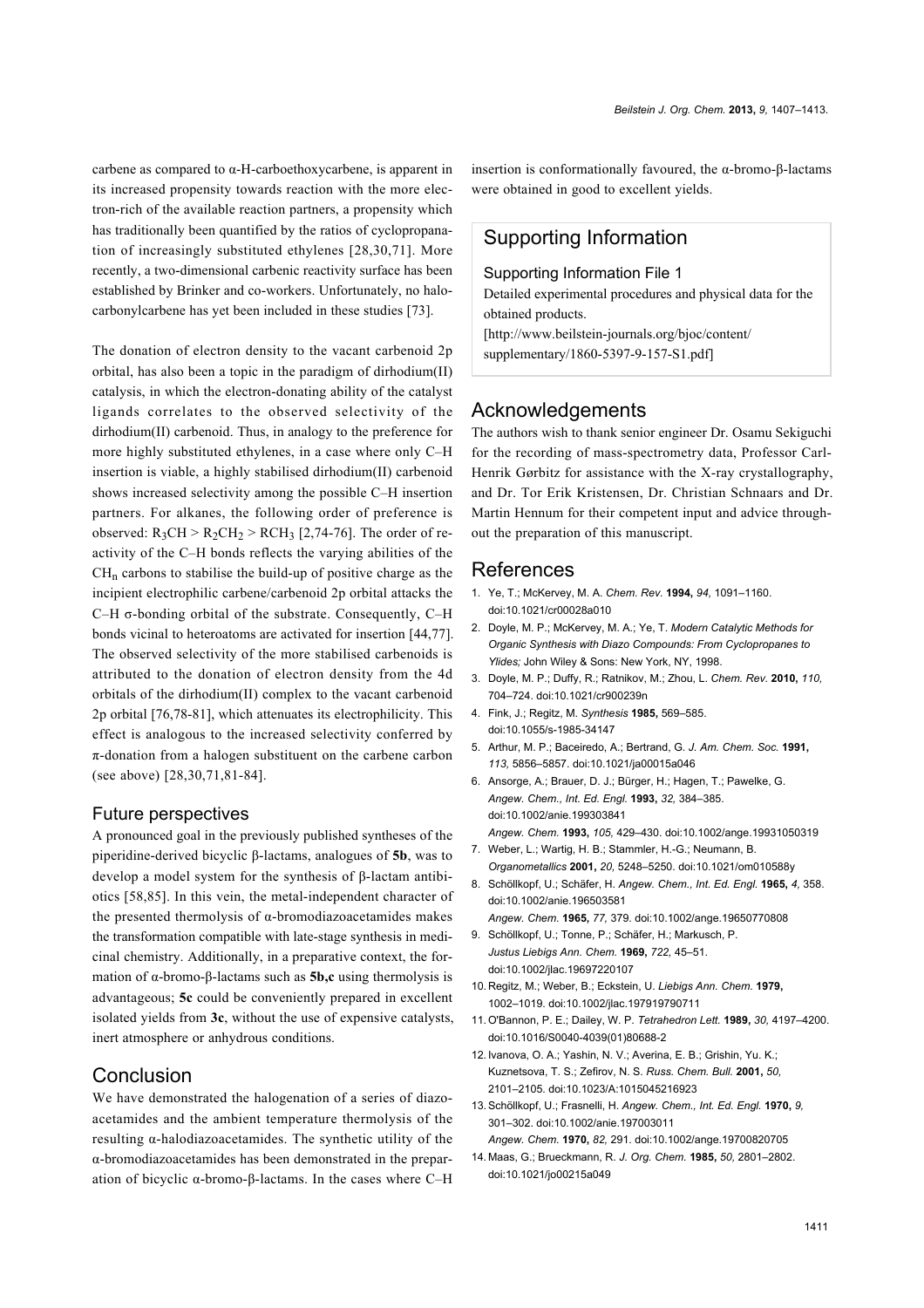carbene as compared to α-H-carboethoxycarbene, is apparent in its increased propensity towards reaction with the more electron-rich of the available reaction partners, a propensity which has traditionally been quantified by the ratios of cyclopropanation of increasingly substituted ethylenes [28,30,71]. More recently, a two-dimensional carbenic reactivity surface has been established by Brinker and co-workers. Unfortunately, no halocarbonylcarbene has yet been included in these studies [73].

The donation of electron density to the vacant carbenoid 2p orbital, has also been a topic in the paradigm of dirhodium(II) catalysis, in which the electron-donating ability of the catalyst ligands correlates to the observed selectivity of the dirhodium(II) carbenoid. Thus, in analogy to the preference for more highly substituted ethylenes, in a case where only C–H insertion is viable, a highly stabilised dirhodium(II) carbenoid shows increased selectivity among the possible C–H insertion partners. For alkanes, the following order of preference is observed: $R_3CH > R_2CH_2 > RCH_3$ [2,74-76]. The order of reactivity of the C–H bonds reflects the varying abilities of the $CH_n$ carbons to stabilise the build-up of positive charge as the incipient electrophilic carbene/carbenoid 2p orbital attacks the C–H σ-bonding orbital of the substrate. Consequently, C–H bonds vicinal to heteroatoms are activated for insertion [44,77]. The observed selectivity of the more stabilised carbenoids is attributed to the donation of electron density from the 4d orbitals of the dirhodium(II) complex to the vacant carbenoid 2p orbital [76,78-81], which attenuates its electrophilicity. This effect is analogous to the increased selectivity conferred by π-donation from a halogen substituent on the carbene carbon (see above) [28,30,71,81-84].

### Future perspectives

A pronounced goal in the previously published syntheses of the piperidine-derived bicyclic β-lactams, analogues of **5b**, was to develop a model system for the synthesis of β-lactam antibiotics [58,85]. In this vein, the metal-independent character of the presented thermolysis of α-bromodiazoacetamides makes the transformation compatible with late-stage synthesis in medicinal chemistry. Additionally, in a preparative context, the formation of α-bromo-β-lactams such as **5b,c** using thermolysis is advantageous; **5c** could be conveniently prepared in excellent isolated yields from **3c**, without the use of expensive catalysts, inert atmosphere or anhydrous conditions.

## Conclusion

We have demonstrated the halogenation of a series of diazoacetamides and the ambient temperature thermolysis of the resulting α-halodiazoacetamides. The synthetic utility of the α-bromodiazoacetamides has been demonstrated in the preparation of bicyclic α-bromo-β-lactams. In the cases where C–H insertion is conformationally favoured, the α-bromo-β-lactams were obtained in good to excellent yields.

## Supporting Information

### Supporting Information File 1

Detailed experimental procedures and physical data for the obtained products.
[http://www.beilstein-journals.org/bjoc/content/supplementary/1860-5397-9-157-S1.pdf]

## Acknowledgements

The authors wish to thank senior engineer Dr. Osamu Sekiguchi for the recording of mass-spectrometry data, Professor Carl-Henrik Gørbitz for assistance with the X-ray crystallography, and Dr. Tor Erik Kristensen, Dr. Christian Schnaars and Dr. Martin Hennum for their competent input and advice throughout the preparation of this manuscript.

## References

1. Ye, T.; McKervey, M. A. *Chem. Rev.* **1994,** *94,* 1091–1160. doi:10.1021/cr00028a010
2. Doyle, M. P.; McKervey, M. A.; Ye, T. *Modern Catalytic Methods for Organic Synthesis with Diazo Compounds: From Cyclopropanes to Ylides;* John Wiley & Sons: New York, NY, 1998.
3. Doyle, M. P.; Duffy, R.; Ratnikov, M.; Zhou, L. *Chem. Rev.* **2010,** *110,* 704–724. doi:10.1021/cr900239n
4. Fink, J.; Regitz, M. *Synthesis* **1985,** 569–585. doi:10.1055/s-1985-34147
5. Arthur, M. P.; Baceiredo, A.; Bertrand, G. *J. Am. Chem. Soc.* **1991,** *113,* 5856–5857. doi:10.1021/ja00015a046
6. Ansorge, A.; Brauer, D. J.; Bürger, H.; Hagen, T.; Pawelke, G. *Angew. Chem., Int. Ed. Engl.* **1993,** *32,* 384–385. doi:10.1002/anie.199303841
   *Angew. Chem.* **1993,** *105,* 429–430. doi:10.1002/ange.19931050319
7. Weber, L.; Wartig, H. B.; Stammler, H.-G.; Neumann, B. *Organometallics* **2001,** *20,* 5248–5250. doi:10.1021/om010588y
8. Schöllkopf, U.; Schäfer, H. *Angew. Chem., Int. Ed. Engl.* **1965,** *4,* 358. doi:10.1002/anie.196503581
   *Angew. Chem.* **1965,** *77,* 379. doi:10.1002/ange.19650770808
9. Schöllkopf, U.; Tonne, P.; Schäfer, H.; Markusch, P. *Justus Liebigs Ann. Chem.* **1969,** *722,* 45–51. doi:10.1002/jlac.19697220107
10. Regitz, M.; Weber, B.; Eckstein, U. *Liebigs Ann. Chem.* **1979,** 1002–1019. doi:10.1002/jlac.197919790711
11. O'Bannon, P. E.; Dailey, W. P. *Tetrahedron Lett.* **1989,** *30,* 4197–4200. doi:10.1016/S0040-4039(01)80688-2
12. Ivanova, O. A.; Yashin, N. V.; Averina, E. B.; Grishin, Yu. K.; Kuznetsova, T. S.; Zefirov, N. S. *Russ. Chem. Bull.* **2001,** *50,* 2101–2105. doi:10.1023/A:1015045216923
13. Schöllkopf, U.; Frasnelli, H. *Angew. Chem., Int. Ed. Engl.* **1970,** *9,* 301–302. doi:10.1002/anie.197003011
    *Angew. Chem.* **1970,** *82,* 291. doi:10.1002/ange.19700820705
14. Maas, G.; Brueckmann, R. *J. Org. Chem.* **1985,** *50,* 2801–2802. doi:10.1021/jo00215a049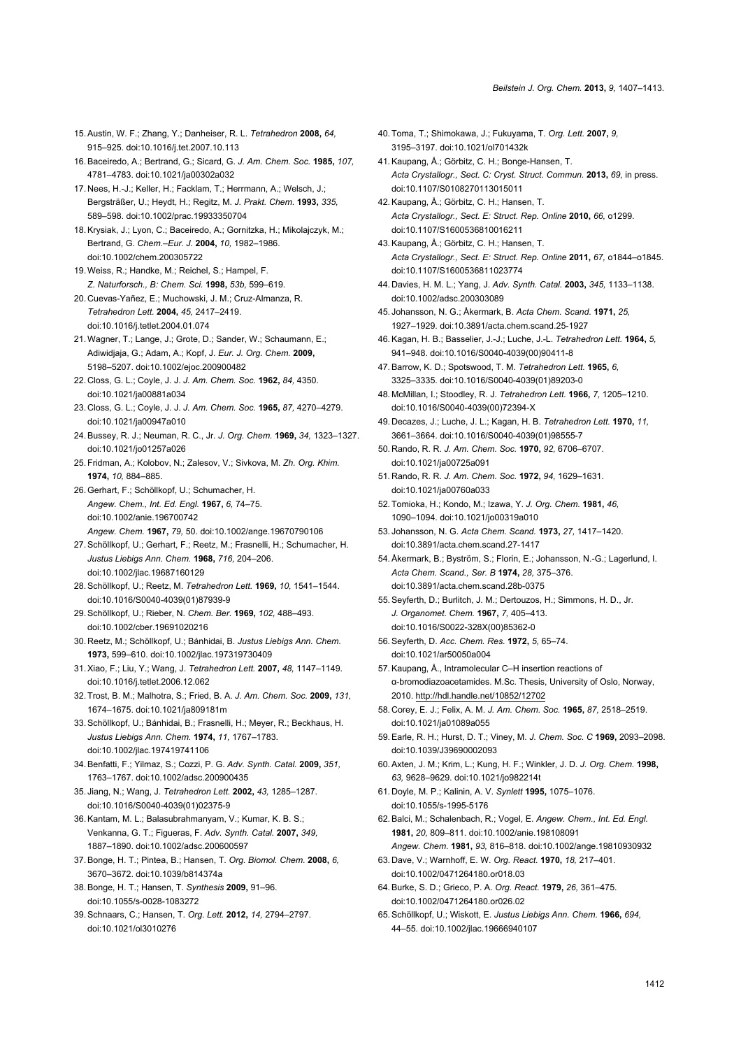15. Austin, W. F.; Zhang, Y.; Danheiser, R. L. *Tetrahedron* **2008,** *64,* 915–925. doi:10.1016/j.tet.2007.10.113
16. Baceiredo, A.; Bertrand, G.; Sicard, G. *J. Am. Chem. Soc.* **1985,** *107,* 4781–4783. doi:10.1021/ja00302a032
17. Nees, H.-J.; Keller, H.; Facklam, T.; Herrmann, A.; Welsch, J.; Bergsträßer, U.; Heydt, H.; Regitz, M. *J. Prakt. Chem.* **1993,** *335,* 589–598. doi:10.1002/prac.19933350704
18. Krysiak, J.; Lyon, C.; Baceiredo, A.; Gornitzka, H.; Mikolajczyk, M.; Bertrand, G. *Chem.–Eur. J.* **2004,** *10,* 1982–1986. doi:10.1002/chem.200305722
19. Weiss, R.; Handke, M.; Reichel, S.; Hampel, F. *Z. Naturforsch., B: Chem. Sci.* **1998,** *53b,* 599–619.
20. Cuevas-Yañez, E.; Muchowski, J. M.; Cruz-Almanza, R. *Tetrahedron Lett.* **2004,** *45,* 2417–2419. doi:10.1016/j.tetlet.2004.01.074
21. Wagner, T.; Lange, J.; Grote, D.; Sander, W.; Schaumann, E.; Adiwidjaja, G.; Adam, A.; Kopf, J. *Eur. J. Org. Chem.* **2009,** 5198–5207. doi:10.1002/ejoc.200900482
22. Closs, G. L.; Coyle, J. J. *J. Am. Chem. Soc.* **1962,** *84,* 4350. doi:10.1021/ja00881a034
23. Closs, G. L.; Coyle, J. J. *J. Am. Chem. Soc.* **1965,** *87,* 4270–4279. doi:10.1021/ja00947a010
24. Bussey, R. J.; Neuman, R. C., Jr. *J. Org. Chem.* **1969,** *34,* 1323–1327. doi:10.1021/jo01257a026
25. Fridman, A.; Kolobov, N.; Zalesov, V.; Sivkova, M. *Zh. Org. Khim.* **1974,** *10,* 884–885.
26. Gerhart, F.; Schöllkopf, U.; Schumacher, H. *Angew. Chem., Int. Ed. Engl.* **1967,** *6,* 74–75. doi:10.1002/anie.196700742 *Angew. Chem.* **1967,** *79,* 50. doi:10.1002/ange.19670790106
27. Schöllkopf, U.; Gerhart, F.; Reetz, M.; Frasnelli, H.; Schumacher, H. *Justus Liebigs Ann. Chem.* **1968,** *716,* 204–206. doi:10.1002/jlac.19687160129
28. Schöllkopf, U.; Reetz, M. *Tetrahedron Lett.* **1969,** *10,* 1541–1544. doi:10.1016/S0040-4039(01)87939-9
29. Schöllkopf, U.; Rieber, N. *Chem. Ber.* **1969,** *102,* 488–493. doi:10.1002/cber.19691020216
30. Reetz, M.; Schöllkopf, U.; Bánhidai, B. *Justus Liebigs Ann. Chem.* **1973,** 599–610. doi:10.1002/jlac.197319730409
31. Xiao, F.; Liu, Y.; Wang, J. *Tetrahedron Lett.* **2007,** *48,* 1147–1149. doi:10.1016/j.tetlet.2006.12.062
32. Trost, B. M.; Malhotra, S.; Fried, B. A. *J. Am. Chem. Soc.* **2009,** *131,* 1674–1675. doi:10.1021/ja809181m
33. Schöllkopf, U.; Bánhidai, B.; Frasnelli, H.; Meyer, R.; Beckhaus, H. *Justus Liebigs Ann. Chem.* **1974,** *11,* 1767–1783. doi:10.1002/jlac.197419741106
34. Benfatti, F.; Yilmaz, S.; Cozzi, P. G. *Adv. Synth. Catal.* **2009,** *351,* 1763–1767. doi:10.1002/adsc.200900435
35. Jiang, N.; Wang, J. *Tetrahedron Lett.* **2002,** *43,* 1285–1287. doi:10.1016/S0040-4039(01)02375-9
36. Kantam, M. L.; Balasubrahmanyam, V.; Kumar, K. B. S.; Venkanna, G. T.; Figueras, F. *Adv. Synth. Catal.* **2007,** *349,* 1887–1890. doi:10.1002/adsc.200600597
37. Bonge, H. T.; Pintea, B.; Hansen, T. *Org. Biomol. Chem.* **2008,** *6,* 3670–3672. doi:10.1039/b814374a
38. Bonge, H. T.; Hansen, T. *Synthesis* **2009,** 91–96. doi:10.1055/s-0028-1083272
39. Schnaars, C.; Hansen, T. *Org. Lett.* **2012,** *14,* 2794–2797. doi:10.1021/ol3010276
40. Toma, T.; Shimokawa, J.; Fukuyama, T. *Org. Lett.* **2007,** *9,* 3195–3197. doi:10.1021/ol701432k
41. Kaupang, Å.; Görbitz, C. H.; Bonge-Hansen, T. *Acta Crystallogr., Sect. C: Cryst. Struct. Commun.* **2013,** *69,* in press. doi:10.1107/S0108270113015011
42. Kaupang, Å.; Görbitz, C. H.; Hansen, T. *Acta Crystallogr., Sect. E: Struct. Rep. Online* **2010,** *66,* o1299. doi:10.1107/S1600536810016211
43. Kaupang, Å.; Görbitz, C. H.; Hansen, T. *Acta Crystallogr., Sect. E: Struct. Rep. Online* **2011,** *67,* o1844–o1845. doi:10.1107/S1600536811023774
44. Davies, H. M. L.; Yang, J. *Adv. Synth. Catal.* **2003,** *345,* 1133–1138. doi:10.1002/adsc.200303089
45. Johansson, N. G.; Åkermark, B. *Acta Chem. Scand.* **1971,** *25,* 1927–1929. doi:10.3891/acta.chem.scand.25-1927
46. Kagan, H. B.; Basselier, J.-J.; Luche, J.-L. *Tetrahedron Lett.* **1964,** *5,* 941–948. doi:10.1016/S0040-4039(00)90411-8
47. Barrow, K. D.; Spotswood, T. M. *Tetrahedron Lett.* **1965,** *6,* 3325–3335. doi:10.1016/S0040-4039(01)89203-0
48. McMillan, I.; Stoodley, R. J. *Tetrahedron Lett.* **1966,** *7,* 1205–1210. doi:10.1016/S0040-4039(00)72394-X
49. Decazes, J.; Luche, J. L.; Kagan, H. B. *Tetrahedron Lett.* **1970,** *11,* 3661–3664. doi:10.1016/S0040-4039(01)98555-7
50. Rando, R. R. *J. Am. Chem. Soc.* **1970,** *92,* 6706–6707. doi:10.1021/ja00725a091
51. Rando, R. R. *J. Am. Chem. Soc.* **1972,** *94,* 1629–1631. doi:10.1021/ja00760a033
52. Tomioka, H.; Kondo, M.; Izawa, Y. *J. Org. Chem.* **1981,** *46,* 1090–1094. doi:10.1021/jo00319a010
53. Johansson, N. G. *Acta Chem. Scand.* **1973,** *27,* 1417–1420. doi:10.3891/acta.chem.scand.27-1417
54. Åkermark, B.; Byström, S.; Florin, E.; Johansson, N.-G.; Lagerlund, I. *Acta Chem. Scand., Ser. B* **1974,** *28,* 375–376. doi:10.3891/acta.chem.scand.28b-0375
55. Seyferth, D.; Burlitch, J. M.; Dertouzos, H.; Simmons, H. D., Jr. *J. Organomet. Chem.* **1967,** *7,* 405–413. doi:10.1016/S0022-328X(00)85362-0
56. Seyferth, D. *Acc. Chem. Res.* **1972,** *5,* 65–74. doi:10.1021/ar50050a004
57. Kaupang, Å., Intramolecular C–H insertion reactions of α-bromodiazoacetamides. M.Sc. Thesis, University of Oslo, Norway, 2010. http://hdl.handle.net/10852/12702
58. Corey, E. J.; Felix, A. M. *J. Am. Chem. Soc.* **1965,** *87,* 2518–2519. doi:10.1021/ja01089a055
59. Earle, R. H.; Hurst, D. T.; Viney, M. *J. Chem. Soc. C* **1969,** 2093–2098. doi:10.1039/J39690002093
60. Axten, J. M.; Krim, L.; Kung, H. F.; Winkler, J. D. *J. Org. Chem.* **1998,** *63,* 9628–9629. doi:10.1021/jo982214t
61. Doyle, M. P.; Kalinin, A. V. *Synlett* **1995,** 1075–1076. doi:10.1055/s-1995-5176
62. Balci, M.; Schalenbach, R.; Vogel, E. *Angew. Chem., Int. Ed. Engl.* **1981,** *20,* 809–811. doi:10.1002/anie.198108091 *Angew. Chem.* **1981,** *93,* 816–818. doi:10.1002/ange.19810930932
63. Dave, V.; Warnhoff, E. W. *Org. React.* **1970,** *18,* 217–401. doi:10.1002/0471264180.or018.03
64. Burke, S. D.; Grieco, P. A. *Org. React.* **1979,** *26,* 361–475. doi:10.1002/0471264180.or026.02
65. Schöllkopf, U.; Wiskott, E. *Justus Liebigs Ann. Chem.* **1966,** *694,* 44–55. doi:10.1002/jlac.19666940107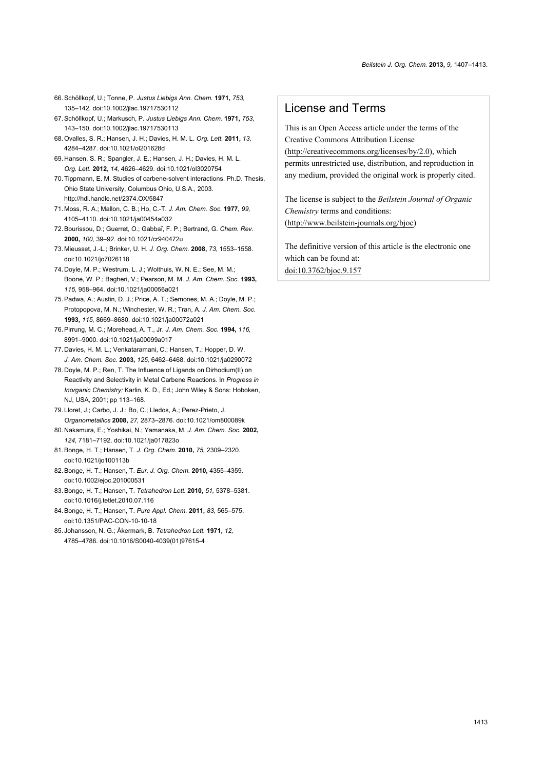66. Schöllkopf, U.; Tonne, P. *Justus Liebigs Ann. Chem.* **1971,** *753,* 135–142. doi:10.1002/jlac.19717530112
67. Schöllkopf, U.; Markusch, P. *Justus Liebigs Ann. Chem.* **1971,** *753,* 143–150. doi:10.1002/jlac.19717530113
68. Ovalles, S. R.; Hansen, J. H.; Davies, H. M. L. *Org. Lett.* **2011,** *13,* 4284–4287. doi:10.1021/ol201628d
69. Hansen, S. R.; Spangler, J. E.; Hansen, J. H.; Davies, H. M. L. *Org. Lett.* **2012,** *14,* 4626–4629. doi:10.1021/ol3020754
70. Tippmann, E. M. Studies of carbene-solvent interactions. Ph.D. Thesis, Ohio State University, Columbus Ohio, U.S.A., 2003. http://hdl.handle.net/2374.OX/5847
71. Moss, R. A.; Mallon, C. B.; Ho, C.-T. *J. Am. Chem. Soc.* **1977,** *99,* 4105–4110. doi:10.1021/ja00454a032
72. Bourissou, D.; Guerret, O.; Gabbaï, F. P.; Bertrand, G. *Chem. Rev.* **2000,** *100,* 39–92. doi:10.1021/cr940472u
73. Mieusset, J.-L.; Brinker, U. H. *J. Org. Chem.* **2008,** *73,* 1553–1558. doi:10.1021/jo7026118
74. Doyle, M. P.; Westrum, L. J.; Wolthuis, W. N. E.; See, M. M.; Boone, W. P.; Bagheri, V.; Pearson, M. M. *J. Am. Chem. Soc.* **1993,** *115,* 958–964. doi:10.1021/ja00056a021
75. Padwa, A.; Austin, D. J.; Price, A. T.; Semones, M. A.; Doyle, M. P.; Protopopova, M. N.; Winchester, W. R.; Tran, A. *J. Am. Chem. Soc.* **1993,** *115,* 8669–8680. doi:10.1021/ja00072a021
76. Pirrung, M. C.; Morehead, A. T., Jr. *J. Am. Chem. Soc.* **1994,** *116,* 8991–9000. doi:10.1021/ja00099a017
77. Davies, H. M. L.; Venkataramani, C.; Hansen, T.; Hopper, D. W. *J. Am. Chem. Soc.* **2003,** *125,* 6462–6468. doi:10.1021/ja0290072
78. Doyle, M. P.; Ren, T. The Influence of Ligands on Dirhodium(II) on Reactivity and Selectivity in Metal Carbene Reactions. In *Progress in Inorganic Chemistry;* Karlin, K. D., Ed.; John Wiley & Sons: Hoboken, NJ, USA, 2001; pp 113–168.
79. Lloret, J.; Carbo, J. J.; Bo, C.; Lledos, A.; Perez-Prieto, J. *Organometallics* **2008,** *27,* 2873–2876. doi:10.1021/om800089k
80. Nakamura, E.; Yoshikai, N.; Yamanaka, M. *J. Am. Chem. Soc.* **2002,** *124,* 7181–7192. doi:10.1021/ja017823o
81. Bonge, H. T.; Hansen, T. *J. Org. Chem.* **2010,** *75,* 2309–2320. doi:10.1021/jo100113b
82. Bonge, H. T.; Hansen, T. *Eur. J. Org. Chem.* **2010,** 4355–4359. doi:10.1002/ejoc.201000531
83. Bonge, H. T.; Hansen, T. *Tetrahedron Lett.* **2010,** *51,* 5378–5381. doi:10.1016/j.tetlet.2010.07.116
84. Bonge, H. T.; Hansen, T. *Pure Appl. Chem.* **2011,** *83,* 565–575. doi:10.1351/PAC-CON-10-10-18
85. Johansson, N. G.; Åkermark, B. *Tetrahedron Lett.* **1971,** *12,* 4785–4786. doi:10.1016/S0040-4039(01)97615-4

## License and Terms

This is an Open Access article under the terms of the Creative Commons Attribution License (http://creativecommons.org/licenses/by/2.0), which permits unrestricted use, distribution, and reproduction in any medium, provided the original work is properly cited.

The license is subject to the *Beilstein Journal of Organic Chemistry* terms and conditions: (http://www.beilstein-journals.org/bjoc)

The definitive version of this article is the electronic one which can be found at: doi:10.3762/bjoc.9.157